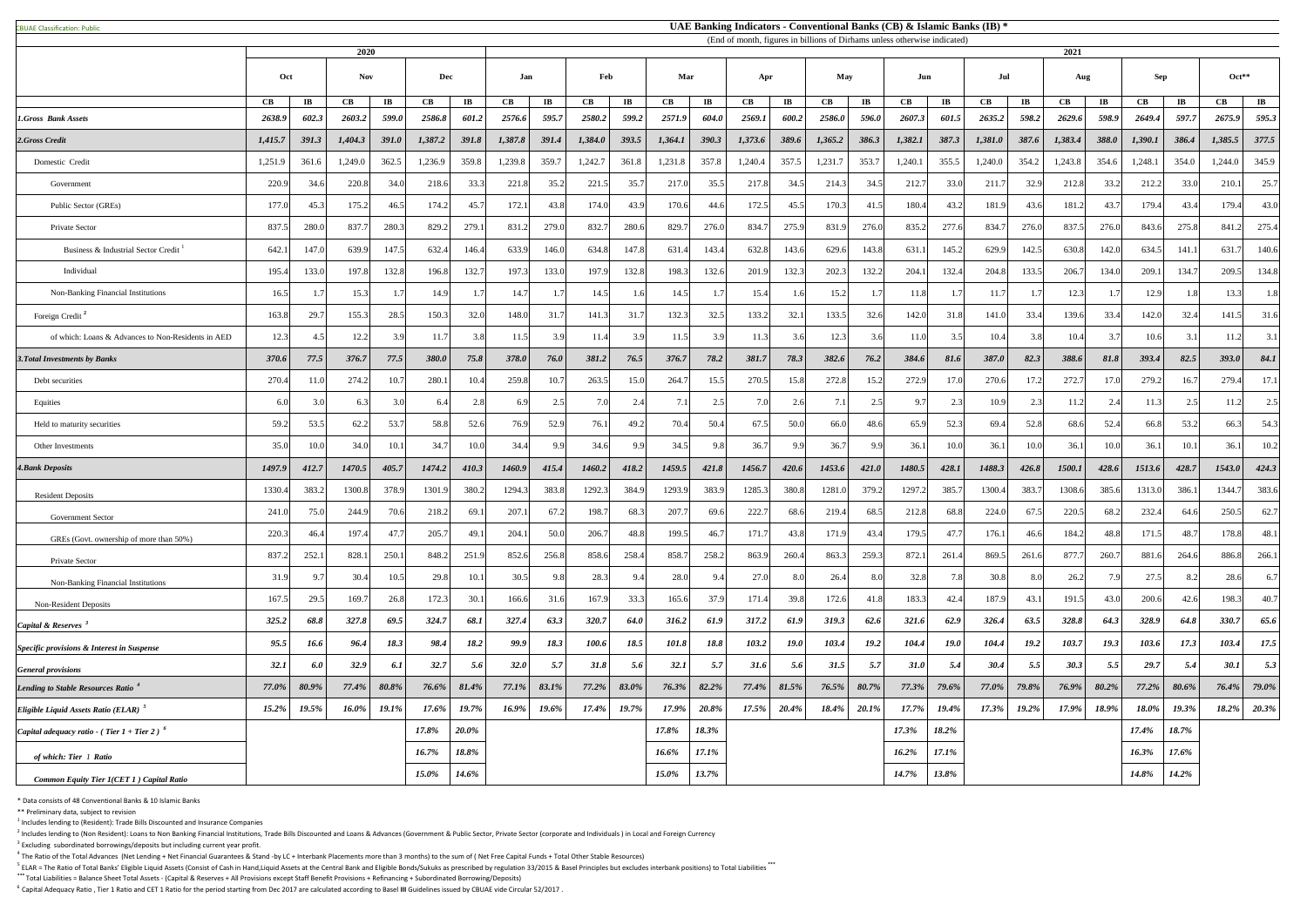CBUAE Classification: Public

# UAE Banking Indicators - Conventional Banks (CB) & Islamic Banks (IB) *

(End of month, figures in billions of Dirhams unless otherwise indicated)

| | 2020 | | | | | | 2021 | | | | | | | | | | | | | | | | | | | |
|---|---|---|---|---|---|---|---|---|---|---|---|---|---|---|---|---|---|---|---|---|---|---|---|---|---|---|
| | Oct | | Nov | | Dec | | Jan | | Feb | | Mar | | Apr | | May | | Jun | | Jul | | Aug | | Sep | | Oct** | |
| | CB | IB | CB | IB | CB | IB | CB | IB | CB | IB | CB | IB | CB | IB | CB | IB | CB | IB | CB | IB | CB | IB | CB | IB | CB | IB |
| ***1.Gross Bank Assets*** | ***2638.9*** | ***602.3*** | ***2603.2*** | ***599.0*** | ***2586.8*** | ***601.2*** | ***2576.6*** | ***595.7*** | ***2580.2*** | ***599.2*** | ***2571.9*** | ***604.0*** | ***2569.1*** | ***600.2*** | ***2586.0*** | ***596.0*** | ***2607.3*** | ***601.5*** | ***2635.2*** | ***598.2*** | ***2629.6*** | ***598.9*** | ***2649.4*** | ***597.7*** | ***2675.9*** | ***595.3*** |
| ***2.Gross Credit*** | ***1,415.7*** | ***391.3*** | ***1,404.3*** | ***391.0*** | ***1,387.2*** | ***391.8*** | ***1,387.8*** | ***391.4*** | ***1,384.0*** | ***393.5*** | ***1,364.1*** | ***390.3*** | ***1,373.6*** | ***389.6*** | ***1,365.2*** | ***386.3*** | ***1,382.1*** | ***387.3*** | ***1,381.0*** | ***387.6*** | ***1,383.4*** | ***388.0*** | ***1,390.1*** | ***386.4*** | ***1,385.5*** | ***377.5*** |
| Domestic Credit | 1,251.9 | 361.6 | 1,249.0 | 362.5 | 1,236.9 | 359.8 | 1,239.8 | 359.7 | 1,242.7 | 361.8 | 1,231.8 | 357.8 | 1,240.4 | 357.5 | 1,231.7 | 353.7 | 1,240.1 | 355.5 | 1,240.0 | 354.2 | 1,243.8 | 354.6 | 1,248.1 | 354.0 | 1,244.0 | 345.9 |
| Government | 220.9 | 34.6 | 220.8 | 34.0 | 218.6 | 33.3 | 221.8 | 35.2 | 221.5 | 35.7 | 217.0 | 35.5 | 217.8 | 34.5 | 214.3 | 34.5 | 212.7 | 33.0 | 211.7 | 32.9 | 212.8 | 33.2 | 212.2 | 33.0 | 210.1 | 25.7 |
| Public Sector (GREs) | 177.0 | 45.3 | 175.2 | 46.5 | 174.2 | 45.7 | 172.1 | 43.8 | 174.0 | 43.9 | 170.6 | 44.6 | 172.5 | 45.5 | 170.3 | 41.5 | 180.4 | 43.2 | 181.9 | 43.6 | 181.2 | 43.7 | 179.4 | 43.4 | 179.4 | 43.0 |
| Private Sector | 837.5 | 280.0 | 837.7 | 280.3 | 829.2 | 279.1 | 831.2 | 279.0 | 832.7 | 280.6 | 829.7 | 276.0 | 834.7 | 275.9 | 831.9 | 276.0 | 835.2 | 277.6 | 834.7 | 276.0 | 837.5 | 276.0 | 843.6 | 275.8 | 841.2 | 275.4 |
| Business & Industrial Sector Credit [1] | 642.1 | 147.0 | 639.9 | 147.5 | 632.4 | 146.4 | 633.9 | 146.0 | 634.8 | 147.8 | 631.4 | 143.4 | 632.8 | 143.6 | 629.6 | 143.8 | 631.1 | 145.2 | 629.9 | 142.5 | 630.8 | 142.0 | 634.5 | 141.1 | 631.7 | 140.6 |
| Individual | 195.4 | 133.0 | 197.8 | 132.8 | 196.8 | 132.7 | 197.3 | 133.0 | 197.9 | 132.8 | 198.3 | 132.6 | 201.9 | 132.3 | 202.3 | 132.2 | 204.1 | 132.4 | 204.8 | 133.5 | 206.7 | 134.0 | 209.1 | 134.7 | 209.5 | 134.8 |
| Non-Banking Financial Institutions | 16.5 | 1.7 | 15.3 | 1.7 | 14.9 | 1.7 | 14.7 | 1.7 | 14.5 | 1.6 | 14.5 | 1.7 | 15.4 | 1.6 | 15.2 | 1.7 | 11.8 | 1.7 | 11.7 | 1.7 | 12.3 | 1.7 | 12.9 | 1.8 | 13.3 | 1.8 |
| Foreign Credit [2] | 163.8 | 29.7 | 155.3 | 28.5 | 150.3 | 32.0 | 148.0 | 31.7 | 141.3 | 31.7 | 132.3 | 32.5 | 133.2 | 32.1 | 133.5 | 32.6 | 142.0 | 31.8 | 141.0 | 33.4 | 139.6 | 33.4 | 142.0 | 32.4 | 141.5 | 31.6 |
| of which: Loans & Advances to Non-Residents in AED | 12.3 | 4.5 | 12.2 | 3.9 | 11.7 | 3.8 | 11.5 | 3.9 | 11.4 | 3.9 | 11.5 | 3.9 | 11.3 | 3.6 | 12.3 | 3.6 | 11.0 | 3.5 | 10.4 | 3.8 | 10.4 | 3.7 | 10.6 | 3.1 | 11.2 | 3.1 |
| ***3.Total Investments by Banks*** | ***370.6*** | ***77.5*** | ***376.7*** | ***77.5*** | ***380.0*** | ***75.8*** | ***378.0*** | ***76.0*** | ***381.2*** | ***76.5*** | ***376.7*** | ***78.2*** | ***381.7*** | ***78.3*** | ***382.6*** | ***76.2*** | ***384.6*** | ***81.6*** | ***387.0*** | ***82.3*** | ***388.6*** | ***81.8*** | ***393.4*** | ***82.5*** | ***393.0*** | ***84.1*** |
| Debt securities | 270.4 | 11.0 | 274.2 | 10.7 | 280.1 | 10.4 | 259.8 | 10.7 | 263.5 | 15.0 | 264.7 | 15.5 | 270.5 | 15.8 | 272.8 | 15.2 | 272.9 | 17.0 | 270.6 | 17.2 | 272.7 | 17.0 | 279.2 | 16.7 | 279.4 | 17.1 |
| Equities | 6.0 | 3.0 | 6.3 | 3.0 | 6.4 | 2.8 | 6.9 | 2.5 | 7.0 | 2.4 | 7.1 | 2.5 | 7.0 | 2.6 | 7.1 | 2.5 | 9.7 | 2.3 | 10.9 | 2.3 | 11.2 | 2.4 | 11.3 | 2.5 | 11.2 | 2.5 |
| Held to maturity securities | 59.2 | 53.5 | 62.2 | 53.7 | 58.8 | 52.6 | 76.9 | 52.9 | 76.1 | 49.2 | 70.4 | 50.4 | 67.5 | 50.0 | 66.0 | 48.6 | 65.9 | 52.3 | 69.4 | 52.8 | 68.6 | 52.4 | 66.8 | 53.2 | 66.3 | 54.3 |
| Other Investments | 35.0 | 10.0 | 34.0 | 10.1 | 34.7 | 10.0 | 34.4 | 9.9 | 34.6 | 9.9 | 34.5 | 9.8 | 36.7 | 9.9 | 36.7 | 9.9 | 36.1 | 10.0 | 36.1 | 10.0 | 36.1 | 10.0 | 36.1 | 10.1 | 36.1 | 10.2 |
| ***4.Bank Deposits*** | ***1497.9*** | ***412.7*** | ***1470.5*** | ***405.7*** | ***1474.2*** | ***410.3*** | ***1460.9*** | ***415.4*** | ***1460.2*** | ***418.2*** | ***1459.5*** | ***421.8*** | ***1456.7*** | ***420.6*** | ***1453.6*** | ***421.0*** | ***1480.5*** | ***428.1*** | ***1488.3*** | ***426.8*** | ***1500.1*** | ***428.6*** | ***1513.6*** | ***428.7*** | ***1543.0*** | ***424.3*** |
| Resident Deposits | 1330.4 | 383.2 | 1300.8 | 378.9 | 1301.9 | 380.2 | 1294.3 | 383.8 | 1292.3 | 384.9 | 1293.9 | 383.9 | 1285.3 | 380.8 | 1281.0 | 379.2 | 1297.2 | 385.7 | 1300.4 | 383.7 | 1308.6 | 385.6 | 1313.0 | 386.1 | 1344.7 | 383.6 |
| Government Sector | 241.0 | 75.0 | 244.9 | 70.6 | 218.2 | 69.1 | 207.1 | 67.2 | 198.7 | 68.3 | 207.7 | 69.6 | 222.7 | 68.6 | 219.4 | 68.5 | 212.8 | 68.8 | 224.0 | 67.5 | 220.5 | 68.2 | 232.4 | 64.6 | 250.5 | 62.7 |
| GREs (Govt. ownership of more than 50%) | 220.3 | 46.4 | 197.4 | 47.7 | 205.7 | 49.1 | 204.1 | 50.0 | 206.7 | 48.8 | 199.5 | 46.7 | 171.7 | 43.8 | 171.9 | 43.4 | 179.5 | 47.7 | 176.1 | 46.6 | 184.2 | 48.8 | 171.5 | 48.7 | 178.8 | 48.1 |
| Private Sector | 837.2 | 252.1 | 828.1 | 250.1 | 848.2 | 251.9 | 852.6 | 256.8 | 858.6 | 258.4 | 858.7 | 258.2 | 863.9 | 260.4 | 863.3 | 259.3 | 872.1 | 261.4 | 869.5 | 261.6 | 877.7 | 260.7 | 881.6 | 264.6 | 886.8 | 266.1 |
| Non-Banking Financial Institutions | 31.9 | 9.7 | 30.4 | 10.5 | 29.8 | 10.1 | 30.5 | 9.8 | 28.3 | 9.4 | 28.0 | 9.4 | 27.0 | 8.0 | 26.4 | 8.0 | 32.8 | 7.8 | 30.8 | 8.0 | 26.2 | 7.9 | 27.5 | 8.2 | 28.6 | 6.7 |
| Non-Resident Deposits | 167.5 | 29.5 | 169.7 | 26.8 | 172.3 | 30.1 | 166.6 | 31.6 | 167.9 | 33.3 | 165.6 | 37.9 | 171.4 | 39.8 | 172.6 | 41.8 | 183.3 | 42.4 | 187.9 | 43.1 | 191.5 | 43.0 | 200.6 | 42.6 | 198.3 | 40.7 |
| ***Capital & Reserves [3]*** | ***325.2*** | ***68.8*** | ***327.8*** | ***69.5*** | ***324.7*** | ***68.1*** | ***327.4*** | ***63.3*** | ***320.7*** | ***64.0*** | ***316.2*** | ***61.9*** | ***317.2*** | ***61.9*** | ***319.3*** | ***62.6*** | ***321.6*** | ***62.9*** | ***326.4*** | ***63.5*** | ***328.8*** | ***64.3*** | ***328.9*** | ***64.8*** | ***330.7*** | ***65.6*** |
| ***Specific provisions & Interest in Suspense*** | ***95.5*** | ***16.6*** | ***96.4*** | ***18.3*** | ***98.4*** | ***18.2*** | ***99.9*** | ***18.3*** | ***100.6*** | ***18.5*** | ***101.8*** | ***18.8*** | ***103.2*** | ***19.0*** | ***103.4*** | ***19.2*** | ***104.4*** | ***19.0*** | ***104.4*** | ***19.2*** | ***103.7*** | ***19.3*** | ***103.6*** | ***17.3*** | ***103.4*** | ***17.5*** |
| ***General provisions*** | ***32.1*** | ***6.0*** | ***32.9*** | ***6.1*** | ***32.7*** | ***5.6*** | ***32.0*** | ***5.7*** | ***31.8*** | ***5.6*** | ***32.1*** | ***5.7*** | ***31.6*** | ***5.6*** | ***31.5*** | ***5.7*** | ***31.0*** | ***5.4*** | ***30.4*** | ***5.5*** | ***30.3*** | ***5.5*** | ***29.7*** | ***5.4*** | ***30.1*** | ***5.3*** |
| ***Lending to Stable Resources Ratio [4]*** | ***77.0%*** | ***80.9%*** | ***77.4%*** | ***80.8%*** | ***76.6%*** | ***81.4%*** | ***77.1%*** | ***83.1%*** | ***77.2%*** | ***83.0%*** | ***76.3%*** | ***82.2%*** | ***77.4%*** | ***81.5%*** | ***76.5%*** | ***80.7%*** | ***77.3%*** | ***79.6%*** | ***77.0%*** | ***79.8%*** | ***76.9%*** | ***80.2%*** | ***77.2%*** | ***80.6%*** | ***76.4%*** | ***79.0%*** |
| ***Eligible Liquid Assets Ratio (ELAR) [5]*** | ***15.2%*** | ***19.5%*** | ***16.0%*** | ***19.1%*** | ***17.6%*** | ***19.7%*** | ***16.9%*** | ***19.6%*** | ***17.4%*** | ***19.7%*** | ***17.9%*** | ***20.8%*** | ***17.5%*** | ***20.4%*** | ***18.4%*** | ***20.1%*** | ***17.7%*** | ***19.4%*** | ***17.3%*** | ***19.2%*** | ***17.9%*** | ***18.9%*** | ***18.0%*** | ***19.3%*** | ***18.2%*** | ***20.3%*** |
| ***Capital adequacy ratio - ( Tier 1 + Tier 2 ) [6]*** | | | | | ***17.8%*** | ***20.0%*** | | | | | ***17.8%*** | ***18.3%*** | | | | | ***17.3%*** | ***18.2%*** | | | | | ***17.4%*** | ***18.7%*** | | |
| ***of which: Tier 1 Ratio*** | | | | | ***16.7%*** | ***18.8%*** | | | | | ***16.6%*** | ***17.1%*** | | | | | ***16.2%*** | ***17.1%*** | | | | | ***16.3%*** | ***17.6%*** | | |
| ***Common Equity Tier 1(CET 1 ) Capital Ratio*** | | | | | ***15.0%*** | ***14.6%*** | | | | | ***15.0%*** | ***13.7%*** | | | | | ***14.7%*** | ***13.8%*** | | | | | ***14.8%*** | ***14.2%*** | | |

\* Data consists of 48 Conventional Banks & 10 Islamic Banks

\*\* Preliminary data, subject to revision

[1] Includes lending to (Resident): Trade Bills Discounted and Insurance Companies

[2] Includes lending to (Non Resident): Loans to Non Banking Financial Institutions, Trade Bills Discounted and Loans & Advances (Government & Public Sector, Private Sector (corporate and Individuals ) in Local and Foreign Currency

[3] Excluding subordinated borrowings/deposits but including current year profit.

[4] The Ratio of the Total Advances (Net Lending + Net Financial Guarantees & Stand -by LC + Interbank Placements more than 3 months) to the sum of ( Net Free Capital Funds + Total Other Stable Resources)

[5] ELAR = The Ratio of Total Banks' Eligible Liquid Assets (Consist of Cash in Hand,Liquid Assets at the Central Bank and Eligible Bonds/Sukuks as prescribed by regulation 33/2015 & Basel Principles but excludes interbank positions) to Total Liabilities \*\*\*

\*\*\* Total Liabilities = Balance Sheet Total Assets - (Capital & Reserves + All Provisions except Staff Benefit Provisions + Refinancing + Subordinated Borrowing/Deposits)

[6] Capital Adequacy Ratio , Tier 1 Ratio and CET 1 Ratio for the period starting from Dec 2017 are calculated according to Basel III Guidelines issued by CBUAE vide Circular 52/2017 .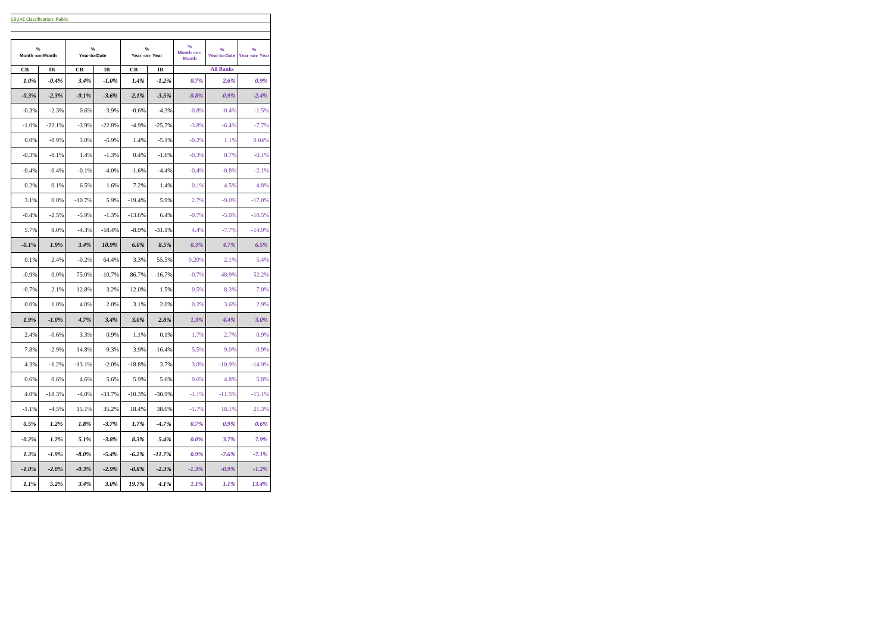CBUAE Classification: Public

| % Month -on-Month | | % Year-to-Date | | % Year -on- Year | | % Month -on-Month | % Year-to-Date | % Year -on- Year |
|---|---|---|---|---|---|---|---|---|
| CB | IB | CB | IB | CB | IB | All Banks | | |
| *1.0%* | *-0.4%* | *3.4%* | *-1.0%* | *1.4%* | *-1.2%* | *0.7%* | *2.6%* | *0.9%* |
| *-0.3%* | *-2.3%* | *-0.1%* | *-3.6%* | *-2.1%* | *-3.5%* | *-0.8%* | *-0.9%* | *-2.4%* |
| -0.3% | -2.3% | 0.6% | -3.9% | -0.6% | -4.3% | -0.8% | -0.4% | -1.5% |
| -1.0% | -22.1% | -3.9% | -22.8% | -4.9% | -25.7% | -3.8% | -6.4% | -7.7% |
| 0.0% | -0.9% | 3.0% | -5.9% | 1.4% | -5.1% | -0.2% | 1.1% | 0.04% |
| -0.3% | -0.1% | 1.4% | -1.3% | 0.4% | -1.6% | -0.3% | 0.7% | -0.1% |
| -0.4% | -0.4% | -0.1% | -4.0% | -1.6% | -4.4% | -0.4% | -0.8% | -2.1% |
| 0.2% | 0.1% | 6.5% | 1.6% | 7.2% | 1.4% | 0.1% | 4.5% | 4.8% |
| 3.1% | 0.0% | -10.7% | 5.9% | -19.4% | 5.9% | 2.7% | -9.0% | -17.0% |
| -0.4% | -2.5% | -5.9% | -1.3% | -13.6% | 6.4% | -0.7% | -5.0% | -10.5% |
| 5.7% | 0.0% | -4.3% | -18.4% | -8.9% | -31.1% | 4.4% | -7.7% | -14.9% |
| *-0.1%* | *1.9%* | *3.4%* | *10.9%* | *6.0%* | *8.5%* | *0.3%* | *4.7%* | *6.5%* |
| 0.1% | 2.4% | -0.2% | 64.4% | 3.3% | 55.5% | 0.20% | 2.1% | 5.4% |
| -0.9% | 0.0% | 75.0% | -10.7% | 86.7% | -16.7% | -0.7% | 48.9% | 52.2% |
| -0.7% | 2.1% | 12.8% | 3.2% | 12.0% | 1.5% | 0.5% | 8.3% | 7.0% |
| 0.0% | 1.0% | 4.0% | 2.0% | 3.1% | 2.0% | 0.2% | 3.6% | 2.9% |
| *1.9%* | *-1.0%* | *4.7%* | *3.4%* | *3.0%* | *2.8%* | *1.3%* | *4.4%* | *3.0%* |
| 2.4% | -0.6% | 3.3% | 0.9% | 1.1% | 0.1% | 1.7% | 2.7% | 0.9% |
| 7.8% | -2.9% | 14.8% | -9.3% | 3.9% | -16.4% | 5.5% | 9.0% | -0.9% |
| 4.3% | -1.2% | -13.1% | -2.0% | -18.8% | 3.7% | 3.0% | -10.9% | -14.9% |
| 0.6% | 0.6% | 4.6% | 5.6% | 5.9% | 5.6% | 0.6% | 4.8% | 5.8% |
| 4.0% | -18.3% | -4.0% | -33.7% | -10.3% | -30.9% | -1.1% | -11.5% | -15.1% |
| -1.1% | -4.5% | 15.1% | 35.2% | 18.4% | 38.0% | -1.7% | 18.1% | 21.3% |
| *0.5%* | *1.2%* | *1.8%* | *-3.7%* | *1.7%* | *-4.7%* | *0.7%* | *0.9%* | *0.6%* |
| *-0.2%* | *1.2%* | *5.1%* | *-3.8%* | *8.3%* | *5.4%* | *0.0%* | *3.7%* | *7.9%* |
| *1.3%* | *-1.9%* | *-8.0%* | *-5.4%* | *-6.2%* | *-11.7%* | *0.9%* | *-7.6%* | *-7.1%* |
| *-1.0%* | *-2.0%* | *-0.3%* | *-2.9%* | *-0.8%* | *-2.3%* | *-1.3%* | *-0.9%* | *-1.2%* |
| *1.1%* | *5.2%* | *3.4%* | *3.0%* | *19.7%* | *4.1%* | *1.1%* | *1.1%* | *13.4%* |